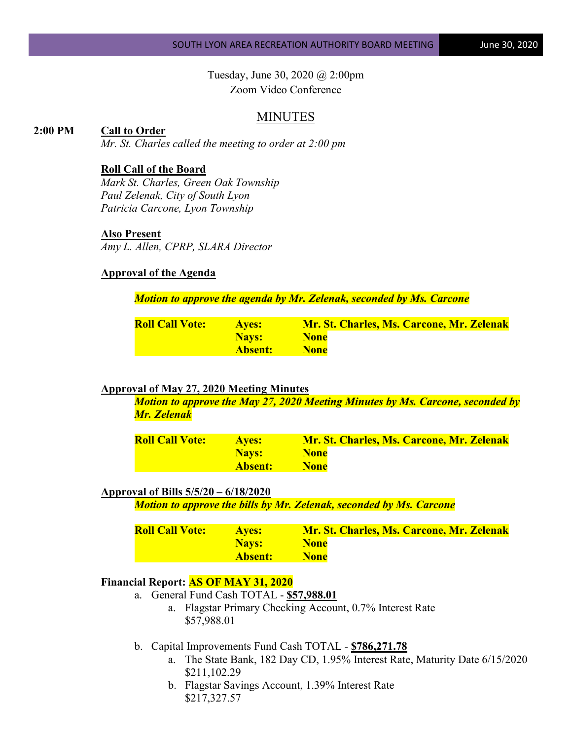Tuesday, June 30, 2020 @ 2:00pm
Zoom Video Conference

# MINUTES

**2:00 PM** **Call to Order**

*Mr. St. Charles called the meeting to order at 2:00 pm*

**Roll Call of the Board**

*Mark St. Charles, Green Oak Township*
*Paul Zelenak, City of South Lyon*
*Patricia Carcone, Lyon Township*

**Also Present**

*Amy L. Allen, CPRP, SLARA Director*

**Approval of the Agenda**

***Motion to approve the agenda by Mr. Zelenak, seconded by Ms. Carcone***

| | | |
|---|---|---|
| **Roll Call Vote:** | **Ayes:** | **Mr. St. Charles, Ms. Carcone, Mr. Zelenak** |
| | **Nays:** | **None** |
| | **Absent:** | **None** |

**Approval of May 27, 2020 Meeting Minutes**

***Motion to approve the May 27, 2020 Meeting Minutes by Ms. Carcone, seconded by Mr. Zelenak***

| | | |
|---|---|---|
| **Roll Call Vote:** | **Ayes:** | **Mr. St. Charles, Ms. Carcone, Mr. Zelenak** |
| | **Nays:** | **None** |
| | **Absent:** | **None** |

**Approval of Bills 5/5/20 – 6/18/2020**

***Motion to approve the bills by Mr. Zelenak, seconded by Ms. Carcone***

| | | |
|---|---|---|
| **Roll Call Vote:** | **Ayes:** | **Mr. St. Charles, Ms. Carcone, Mr. Zelenak** |
| | **Nays:** | **None** |
| | **Absent:** | **None** |

**Financial Report: AS OF MAY 31, 2020**

a. General Fund Cash TOTAL - **$57,988.01**
   a. Flagstar Primary Checking Account, 0.7% Interest Rate
      $57,988.01

b. Capital Improvements Fund Cash TOTAL - **$786,271.78**
   a. The State Bank, 182 Day CD, 1.95% Interest Rate, Maturity Date 6/15/2020
      $211,102.29
   b. Flagstar Savings Account, 1.39% Interest Rate
      $217,327.57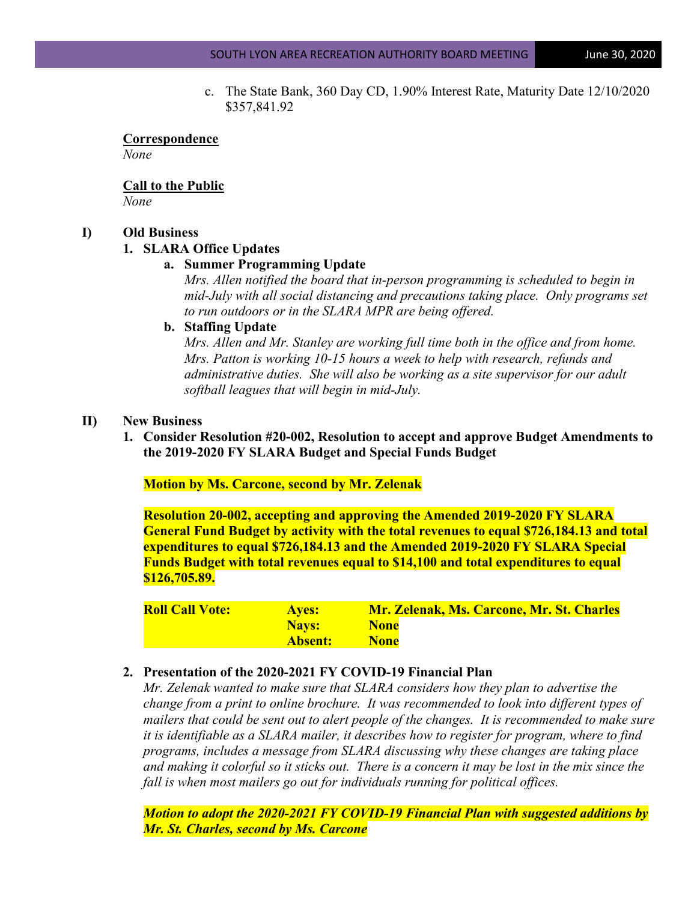c. The State Bank, 360 Day CD, 1.90% Interest Rate, Maturity Date 12/10/2020 $357,841.92

**Correspondence**

*None*

**Call to the Public**

*None*

**I) Old Business**

**1. SLARA Office Updates**

**a. Summer Programming Update**

*Mrs. Allen notified the board that in-person programming is scheduled to begin in mid-July with all social distancing and precautions taking place. Only programs set to run outdoors or in the SLARA MPR are being offered.*

**b. Staffing Update**

*Mrs. Allen and Mr. Stanley are working full time both in the office and from home. Mrs. Patton is working 10-15 hours a week to help with research, refunds and administrative duties. She will also be working as a site supervisor for our adult softball leagues that will begin in mid-July.*

**II) New Business**

**1. Consider Resolution #20-002, Resolution to accept and approve Budget Amendments to the 2019-2020 FY SLARA Budget and Special Funds Budget**

**Motion by Ms. Carcone, second by Mr. Zelenak**

**Resolution 20-002, accepting and approving the Amended 2019-2020 FY SLARA General Fund Budget by activity with the total revenues to equal $726,184.13 and total expenditures to equal $726,184.13 and the Amended 2019-2020 FY SLARA Special Funds Budget with total revenues equal to $14,100 and total expenditures to equal $126,705.89.**

| **Roll Call Vote:** | **Ayes:** | **Mr. Zelenak, Ms. Carcone, Mr. St. Charles** |
|---|---|---|
| | **Nays:** | **None** |
| | **Absent:** | **None** |

**2. Presentation of the 2020-2021 FY COVID-19 Financial Plan**

*Mr. Zelenak wanted to make sure that SLARA considers how they plan to advertise the change from a print to online brochure. It was recommended to look into different types of mailers that could be sent out to alert people of the changes. It is recommended to make sure it is identifiable as a SLARA mailer, it describes how to register for program, where to find programs, includes a message from SLARA discussing why these changes are taking place and making it colorful so it sticks out. There is a concern it may be lost in the mix since the fall is when most mailers go out for individuals running for political offices.*

***Motion to adopt the 2020-2021 FY COVID-19 Financial Plan with suggested additions by Mr. St. Charles, second by Ms. Carcone***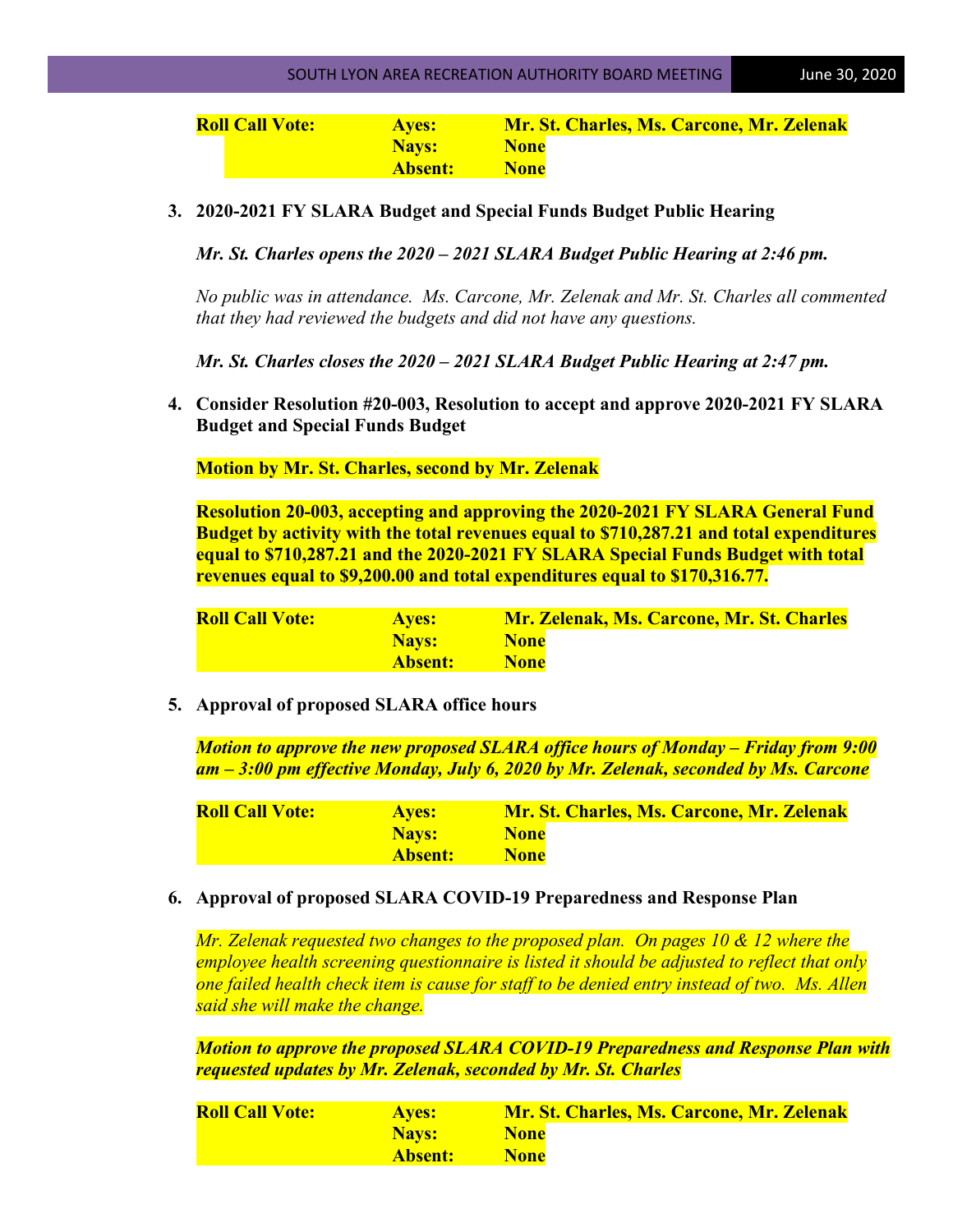| **Roll Call Vote:** | **Ayes:** | **Mr. St. Charles, Ms. Carcone, Mr. Zelenak** |
|---|---|---|
| | **Nays:** | **None** |
| | **Absent:** | **None** |

3. **2020-2021 FY SLARA Budget and Special Funds Budget Public Hearing**

   ***Mr. St. Charles opens the 2020 – 2021 SLARA Budget Public Hearing at 2:46 pm.***

   *No public was in attendance. Ms. Carcone, Mr. Zelenak and Mr. St. Charles all commented that they had reviewed the budgets and did not have any questions.*

   ***Mr. St. Charles closes the 2020 – 2021 SLARA Budget Public Hearing at 2:47 pm.***

4. **Consider Resolution #20-003, Resolution to accept and approve 2020-2021 FY SLARA Budget and Special Funds Budget**

   **Motion by Mr. St. Charles, second by Mr. Zelenak**

   **Resolution 20-003, accepting and approving the 2020-2021 FY SLARA General Fund Budget by activity with the total revenues equal to $710,287.21 and total expenditures equal to $710,287.21 and the 2020-2021 FY SLARA Special Funds Budget with total revenues equal to $9,200.00 and total expenditures equal to $170,316.77.**

   | **Roll Call Vote:** | **Ayes:** | **Mr. Zelenak, Ms. Carcone, Mr. St. Charles** |
   |---|---|---|
   | | **Nays:** | **None** |
   | | **Absent:** | **None** |

5. **Approval of proposed SLARA office hours**

   ***Motion to approve the new proposed SLARA office hours of Monday – Friday from 9:00 am – 3:00 pm effective Monday, July 6, 2020 by Mr. Zelenak, seconded by Ms. Carcone***

   | **Roll Call Vote:** | **Ayes:** | **Mr. St. Charles, Ms. Carcone, Mr. Zelenak** |
   |---|---|---|
   | | **Nays:** | **None** |
   | | **Absent:** | **None** |

6. **Approval of proposed SLARA COVID-19 Preparedness and Response Plan**

   *Mr. Zelenak requested two changes to the proposed plan. On pages 10 & 12 where the employee health screening questionnaire is listed it should be adjusted to reflect that only one failed health check item is cause for staff to be denied entry instead of two. Ms. Allen said she will make the change.*

   ***Motion to approve the proposed SLARA COVID-19 Preparedness and Response Plan with requested updates by Mr. Zelenak, seconded by Mr. St. Charles***

   | **Roll Call Vote:** | **Ayes:** | **Mr. St. Charles, Ms. Carcone, Mr. Zelenak** |
   |---|---|---|
   | | **Nays:** | **None** |
   | | **Absent:** | **None** |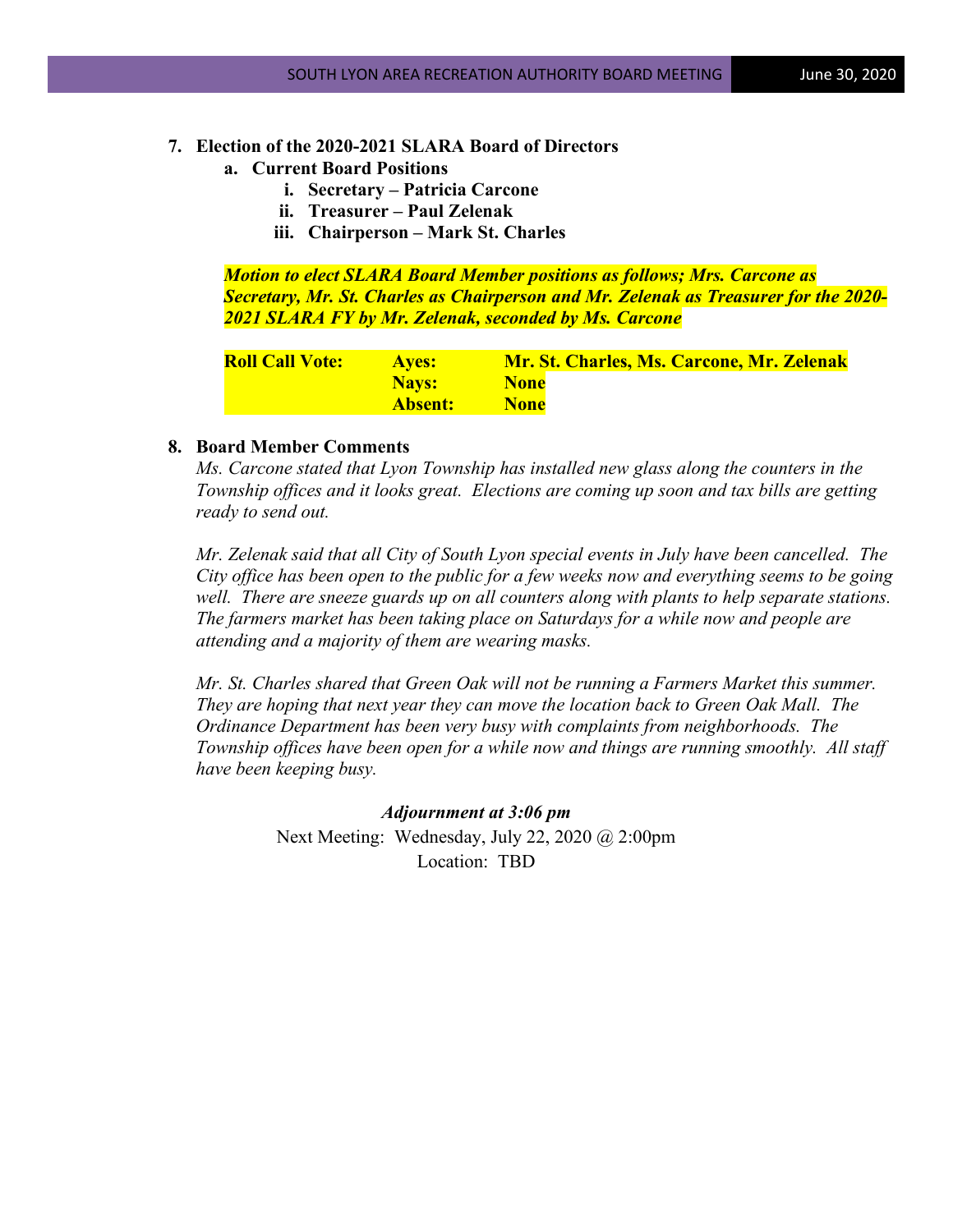**7. Election of the 2020-2021 SLARA Board of Directors**

**a. Current Board Positions**

**i. Secretary – Patricia Carcone**

**ii. Treasurer – Paul Zelenak**

**iii. Chairperson – Mark St. Charles**

***Motion to elect SLARA Board Member positions as follows; Mrs. Carcone as Secretary, Mr. St. Charles as Chairperson and Mr. Zelenak as Treasurer for the 2020-2021 SLARA FY by Mr. Zelenak, seconded by Ms. Carcone***

| | | |
|---|---|---|
| **Roll Call Vote:** | **Ayes:** | **Mr. St. Charles, Ms. Carcone, Mr. Zelenak** |
| | **Nays:** | **None** |
| | **Absent:** | **None** |

**8. Board Member Comments**

*Ms. Carcone stated that Lyon Township has installed new glass along the counters in the Township offices and it looks great. Elections are coming up soon and tax bills are getting ready to send out.*

*Mr. Zelenak said that all City of South Lyon special events in July have been cancelled. The City office has been open to the public for a few weeks now and everything seems to be going well. There are sneeze guards up on all counters along with plants to help separate stations. The farmers market has been taking place on Saturdays for a while now and people are attending and a majority of them are wearing masks.*

*Mr. St. Charles shared that Green Oak will not be running a Farmers Market this summer. They are hoping that next year they can move the location back to Green Oak Mall. The Ordinance Department has been very busy with complaints from neighborhoods. The Township offices have been open for a while now and things are running smoothly. All staff have been keeping busy.*

***Adjournment at 3:06 pm***

Next Meeting: Wednesday, July 22, 2020 @ 2:00pm

Location: TBD